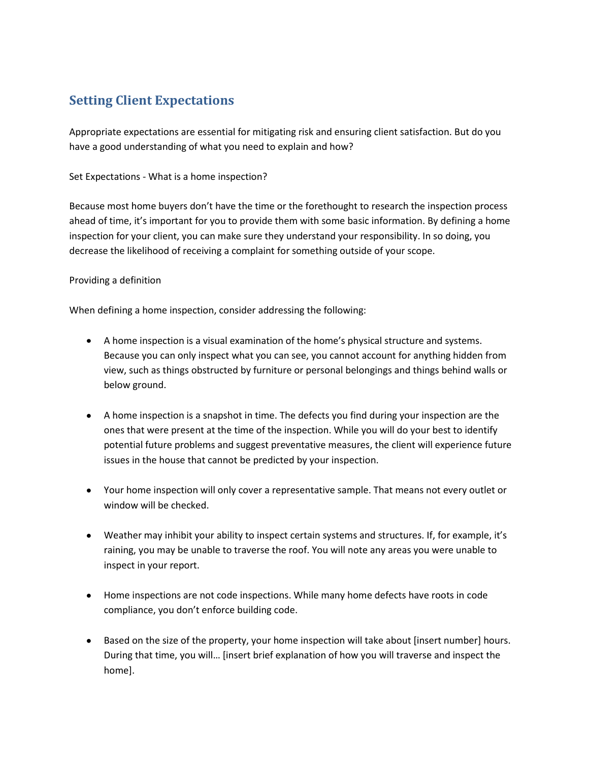## Setting Client Expectations

Appropriate expectations are essential for mitigating risk and ensuring client satisfaction. But do you have a good understanding of what you need to explain and how?

Set Expectations - What is a home inspection?

Because most home buyers don't have the time or the forethought to research the inspection process ahead of time, it's important for you to provide them with some basic information. By defining a home inspection for your client, you can make sure they understand your responsibility. In so doing, you decrease the likelihood of receiving a complaint for something outside of your scope.

Providing a definition

When defining a home inspection, consider addressing the following:

- A home inspection is a visual examination of the home's physical structure and systems. Because you can only inspect what you can see, you cannot account for anything hidden from view, such as things obstructed by furniture or personal belongings and things behind walls or below ground.

- A home inspection is a snapshot in time. The defects you find during your inspection are the ones that were present at the time of the inspection. While you will do your best to identify potential future problems and suggest preventative measures, the client will experience future issues in the house that cannot be predicted by your inspection.

- Your home inspection will only cover a representative sample. That means not every outlet or window will be checked.

- Weather may inhibit your ability to inspect certain systems and structures. If, for example, it's raining, you may be unable to traverse the roof. You will note any areas you were unable to inspect in your report.

- Home inspections are not code inspections. While many home defects have roots in code compliance, you don't enforce building code.

- Based on the size of the property, your home inspection will take about [insert number] hours. During that time, you will… [insert brief explanation of how you will traverse and inspect the home].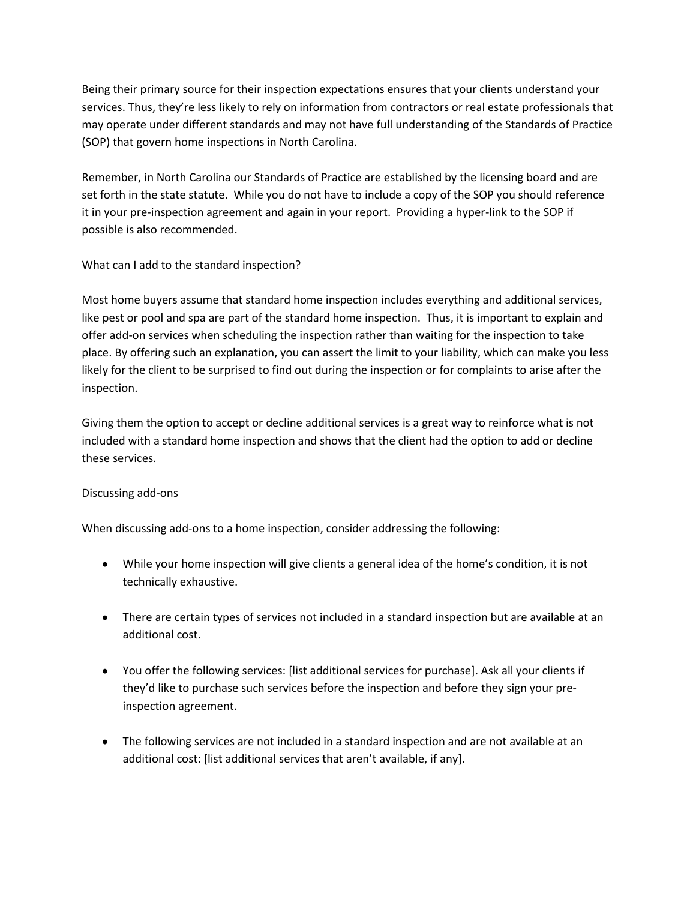Being their primary source for their inspection expectations ensures that your clients understand your services. Thus, they're less likely to rely on information from contractors or real estate professionals that may operate under different standards and may not have full understanding of the Standards of Practice (SOP) that govern home inspections in North Carolina.

Remember, in North Carolina our Standards of Practice are established by the licensing board and are set forth in the state statute. While you do not have to include a copy of the SOP you should reference it in your pre-inspection agreement and again in your report. Providing a hyper-link to the SOP if possible is also recommended.

## What can I add to the standard inspection?

Most home buyers assume that standard home inspection includes everything and additional services, like pest or pool and spa are part of the standard home inspection. Thus, it is important to explain and offer add-on services when scheduling the inspection rather than waiting for the inspection to take place. By offering such an explanation, you can assert the limit to your liability, which can make you less likely for the client to be surprised to find out during the inspection or for complaints to arise after the inspection.

Giving them the option to accept or decline additional services is a great way to reinforce what is not included with a standard home inspection and shows that the client had the option to add or decline these services.

## Discussing add-ons

When discussing add-ons to a home inspection, consider addressing the following:

- While your home inspection will give clients a general idea of the home's condition, it is not technically exhaustive.
- There are certain types of services not included in a standard inspection but are available at an additional cost.
- You offer the following services: [list additional services for purchase]. Ask all your clients if they'd like to purchase such services before the inspection and before they sign your pre-inspection agreement.
- The following services are not included in a standard inspection and are not available at an additional cost: [list additional services that aren't available, if any].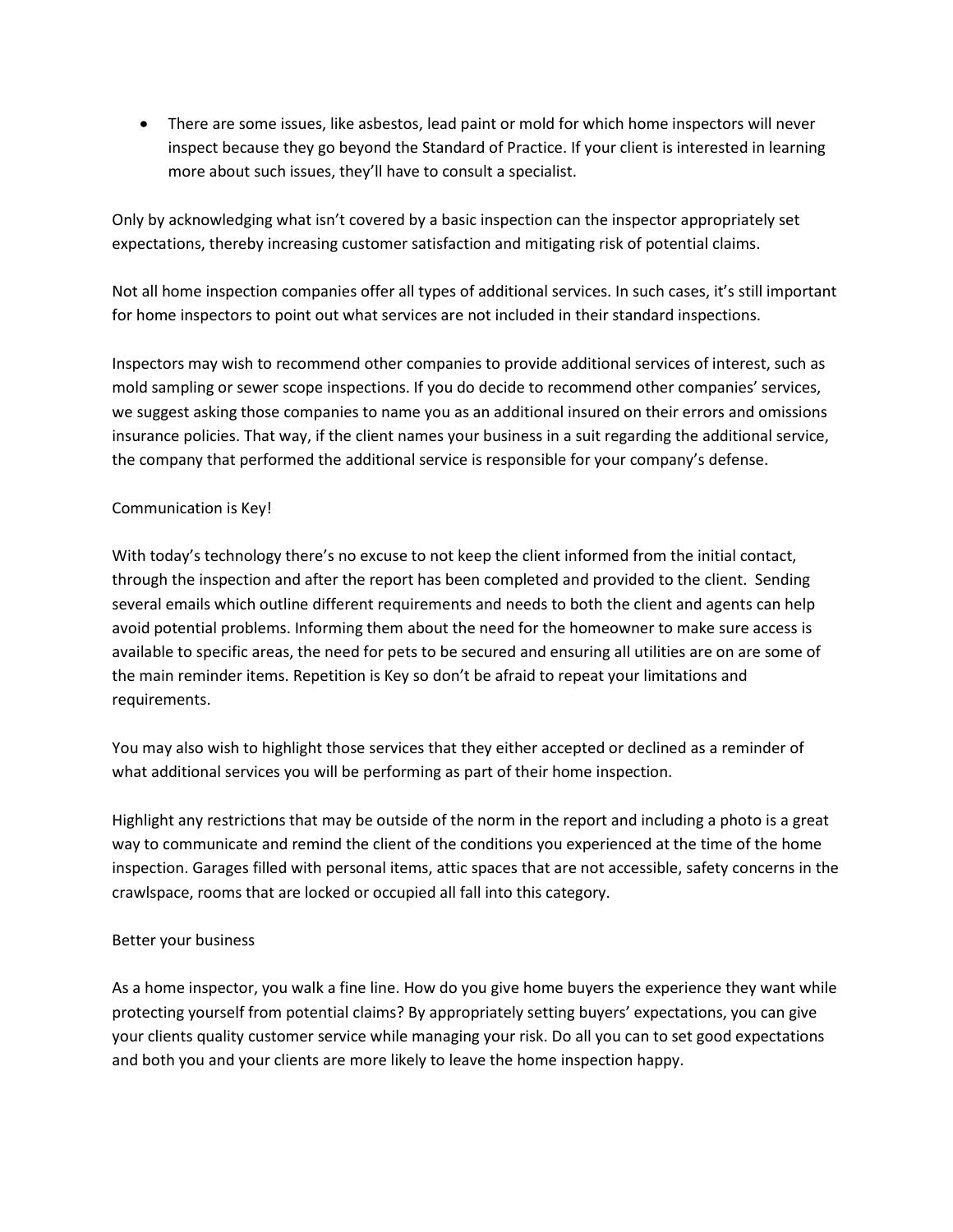- There are some issues, like asbestos, lead paint or mold for which home inspectors will never inspect because they go beyond the Standard of Practice. If your client is interested in learning more about such issues, they'll have to consult a specialist.

Only by acknowledging what isn't covered by a basic inspection can the inspector appropriately set expectations, thereby increasing customer satisfaction and mitigating risk of potential claims.

Not all home inspection companies offer all types of additional services. In such cases, it's still important for home inspectors to point out what services are not included in their standard inspections.

Inspectors may wish to recommend other companies to provide additional services of interest, such as mold sampling or sewer scope inspections. If you do decide to recommend other companies' services, we suggest asking those companies to name you as an additional insured on their errors and omissions insurance policies. That way, if the client names your business in a suit regarding the additional service, the company that performed the additional service is responsible for your company's defense.

## Communication is Key!

With today's technology there's no excuse to not keep the client informed from the initial contact, through the inspection and after the report has been completed and provided to the client. Sending several emails which outline different requirements and needs to both the client and agents can help avoid potential problems. Informing them about the need for the homeowner to make sure access is available to specific areas, the need for pets to be secured and ensuring all utilities are on are some of the main reminder items. Repetition is Key so don't be afraid to repeat your limitations and requirements.

You may also wish to highlight those services that they either accepted or declined as a reminder of what additional services you will be performing as part of their home inspection.

Highlight any restrictions that may be outside of the norm in the report and including a photo is a great way to communicate and remind the client of the conditions you experienced at the time of the home inspection. Garages filled with personal items, attic spaces that are not accessible, safety concerns in the crawlspace, rooms that are locked or occupied all fall into this category.

## Better your business

As a home inspector, you walk a fine line. How do you give home buyers the experience they want while protecting yourself from potential claims? By appropriately setting buyers' expectations, you can give your clients quality customer service while managing your risk. Do all you can to set good expectations and both you and your clients are more likely to leave the home inspection happy.